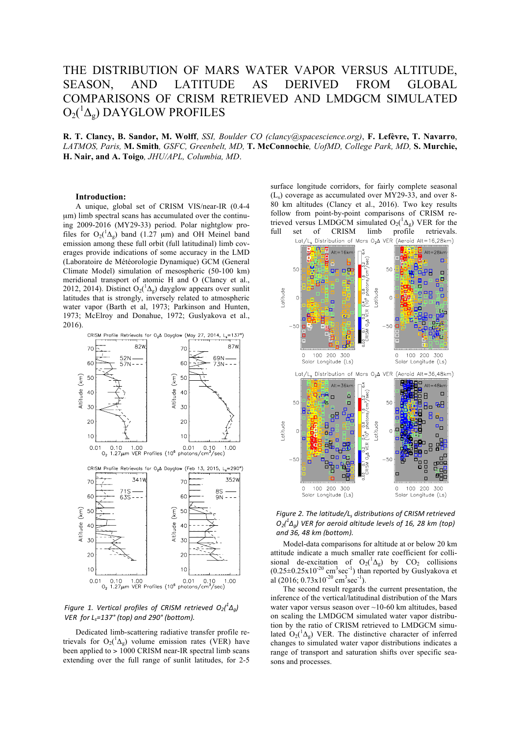# THE DISTRIBUTION OF MARS WATER VAPOR VERSUS ALTITUDE, SEASON, AND LATITUDE AS DERIVED FROM GLOBAL COMPARISONS OF CRISM RETRIEVED AND LMDGCM SIMULATED $O_2(^1\Delta_g)$ DAYGLOW PROFILES

**R. T. Clancy, B. Sandor, M. Wolff**, *SSI, Boulder CO (clancy@spacescience.org)*, **F. Lefèvre, T. Navarro**, *LATMOS, Paris,* **M. Smith***, GSFC, Greenbelt, MD,* **T. McConnochie***, UofMD, College Park, MD,* **S. Murchie, H. Nair, and A. Toigo***, JHU/APL, Columbia, MD*.

**Introduction:**

A unique, global set of CRISM VIS/near-IR (0.4-4 μm) limb spectral scans has accumulated over the continuing 2009-2016 (MY29-33) period. Polar nightglow profiles for $O_2(^1\Delta_g)$ band (1.27 μm) and OH Meinel band emission among these full orbit (full latitudinal) limb coverages provide indications of some accuracy in the LMD (Laboratoire de Météorologie Dynamique) GCM (General Climate Model) simulation of mesospheric (50-100 km) meridional transport of atomic H and O (Clancy et al., 2012, 2014). Distinct $O_2(^1\Delta_g)$ dayglow appears over sunlit latitudes that is strongly, inversely related to atmospheric water vapor (Barth et al, 1973; Parkinson and Hunten, 1973; McElroy and Donahue, 1972; Guslyakova et al., 2016).

*Figure 1. Vertical profiles of CRISM retrieved $O_2(^1\Delta_g)$ VER for $L_s$=137° (top) and 290° (bottom).*

Dedicated limb-scattering radiative transfer profile retrievals for $O_2(^1\Delta_g)$ volume emission rates (VER) have been applied to > 1000 CRISM near-IR spectral limb scans extending over the full range of sunlit latitudes, for 2-5 surface longitude corridors, for fairly complete seasonal ($L_s$) coverage as accumulated over MY29-33, and over 8-80 km altitudes (Clancy et al., 2016). Two key results follow from point-by-point comparisons of CRISM retrieved versus LMDGCM simulated $O_2(^1\Delta_g)$ VER for the full set of CRISM limb profile retrievals.

*Figure 2. The latitude/$L_s$ distributions of CRISM retrieved $O_2(^1\Delta_g)$ VER for aeroid altitude levels of 16, 28 km (top) and 36, 48 km (bottom).*

Model-data comparisons for altitude at or below 20 km attitude indicate a much smaller rate coefficient for collisional de-excitation of $O_2(^1\Delta_g)$ by $CO_2$ collisions ($0.25\pm0.25\times10^{-20}$ cm$^3$sec$^{-1}$) than reported by Guslyakova et al (2016; $0.73\times10^{-20}$ cm$^3$sec$^{-1}$).

The second result regards the current presentation, the inference of the vertical/latitudinal distribution of the Mars water vapor versus season over ~10-60 km altitudes, based on scaling the LMDGCM simulated water vapor distribution by the ratio of CRISM retrieved to LMDGCM simulated $O_2(^1\Delta_g)$ VER. The distinctive character of inferred changes to simulated water vapor distributions indicates a range of transport and saturation shifts over specific seasons and processes.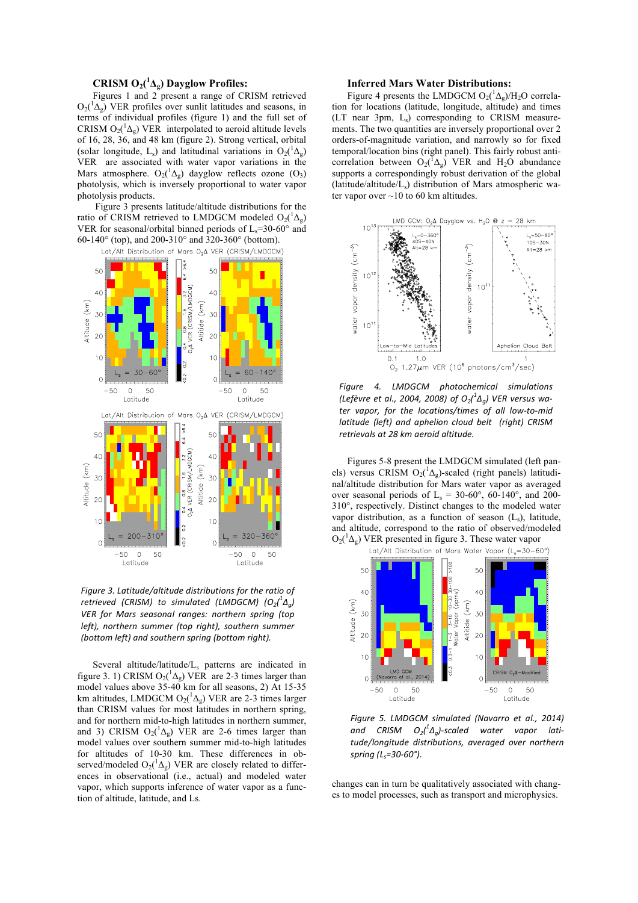### CRISM $O_2(^1\Delta_g)$ Dayglow Profiles:

Figures 1 and 2 present a range of CRISM retrieved $O_2(^1\Delta_g)$ VER profiles over sunlit latitudes and seasons, in terms of individual profiles (figure 1) and the full set of CRISM $O_2(^1\Delta_g)$ VER interpolated to aeroid altitude levels of 16, 28, 36, and 48 km (figure 2). Strong vertical, orbital (solar longitude, $L_s$) and latitudinal variations in $O_2(^1\Delta_g)$ VER are associated with water vapor variations in the Mars atmosphere. $O_2(^1\Delta_g)$ dayglow reflects ozone ($O_3$) photolysis, which is inversely proportional to water vapor photolysis products.

Figure 3 presents latitude/altitude distributions for the ratio of CRISM retrieved to LMDGCM modeled $O_2(^1\Delta_g)$ VER for seasonal/orbital binned periods of $L_s$=30-60° and 60-140° (top), and 200-310° and 320-360° (bottom).

*Figure 3. Latitude/altitude distributions for the ratio of retrieved (CRISM) to simulated (LMDGCM) ($O_2(^1\Delta_g)$) VER for Mars seasonal ranges: northern spring (top left), northern summer (top right), southern summer (bottom left) and southern spring (bottom right).*

Several altitude/latitude/$L_s$ patterns are indicated in figure 3. 1) CRISM $O_2(^1\Delta_g)$ VER are 2-3 times larger than model values above 35-40 km for all seasons, 2) At 15-35 km altitudes, LMDGCM $O_2(^1\Delta_g)$ VER are 2-3 times larger than CRISM values for most latitudes in northern spring, and for northern mid-to-high latitudes in northern summer, and 3) CRISM $O_2(^1\Delta_g)$ VER are 2-6 times larger than model values over southern summer mid-to-high latitudes for altitudes of 10-30 km. These differences in observed/modeled $O_2(^1\Delta_g)$ VER are closely related to differences in observational (i.e., actual) and modeled water vapor, which supports inference of water vapor as a function of altitude, latitude, and Ls.

### Inferred Mars Water Distributions:

Figure 4 presents the LMDGCM $O_2(^1\Delta_g)/H_2O$ correlation for locations (latitude, longitude, altitude) and times (LT near 3pm, $L_s$) corresponding to CRISM measurements. The two quantities are inversely proportional over 2 orders-of-magnitude variation, and narrowly so for fixed temporal/location bins (right panel). This fairly robust anticorrelation between $O_2(^1\Delta_g)$ VER and $H_2O$ abundance supports a correspondingly robust derivation of the global (latitude/altitude/$L_s$) distribution of Mars atmospheric water vapor over ~10 to 60 km altitudes.

*Figure 4. LMDGCM photochemical simulations (Lefèvre et al., 2004, 2008) of $O_2(^1\Delta_g)$ VER versus water vapor, for the locations/times of all low-to-mid latitude (left) and aphelion cloud belt (right) CRISM retrievals at 28 km aeroid altitude.*

Figures 5-8 present the LMDGCM simulated (left panels) versus CRISM $O_2(^1\Delta_g)$-scaled (right panels) latitudinal/altitude distribution for Mars water vapor as averaged over seasonal periods of $L_s$ = 30-60°, 60-140°, and 200-310°, respectively. Distinct changes to the modeled water vapor distribution, as a function of season ($L_s$), latitude, and altitude, correspond to the ratio of observed/modeled $O_2(^1\Delta_g)$ VER presented in figure 3. These water vapor changes can in turn be qualitatively associated with changes to model processes, such as transport and microphysics.

*Figure 5. LMDGCM simulated (Navarro et al., 2014) and CRISM $O_2(^1\Delta_g)$-scaled water vapor latitude/longitude distributions, averaged over northern spring ($L_s$=30-60°).*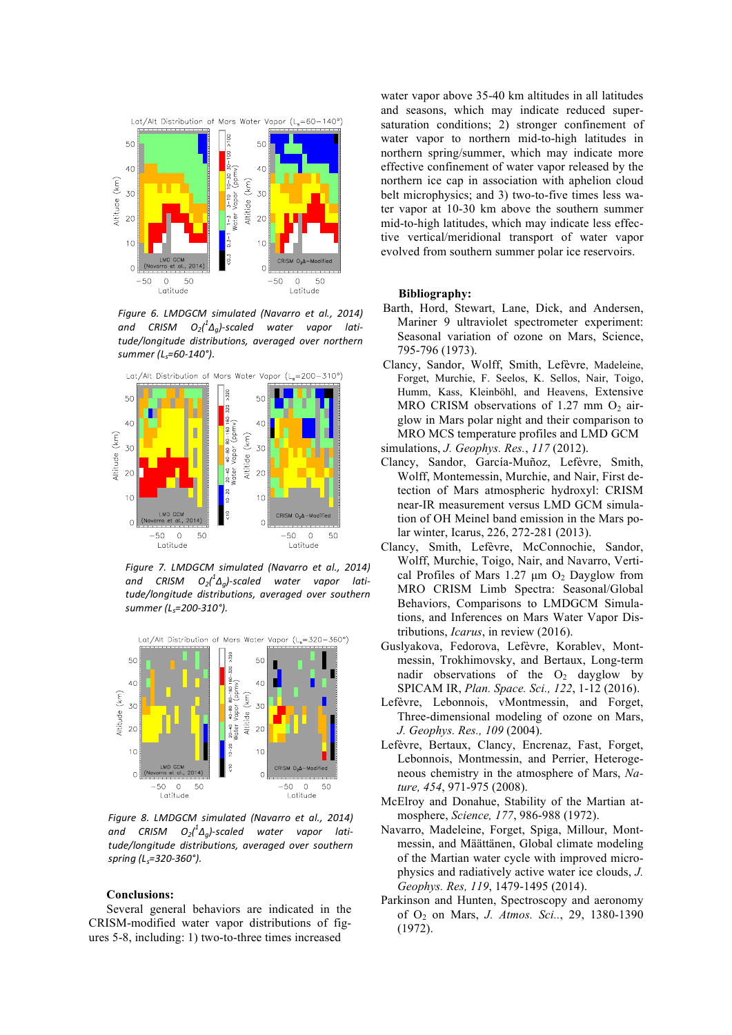Lat/Alt Distribution of Mars Water Vapor ($L_s$=60−140°)

Altitude (km)

Water Vapor (ppmv)

LMD GCM (Navarro et al., 2014)

CRISM $O_2\Delta$−Modified

Latitude

*Figure 6. LMDGCM simulated (Navarro et al., 2014) and CRISM $O_2(^1\Delta_g)$-scaled water vapor latitude/longitude distributions, averaged over northern summer ($L_s$=60-140°).*

Lat/Alt Distribution of Mars Water Vapor ($L_s$=200−310°)

Altitude (km)

Water Vapor (ppmv)

LMD GCM (Navarro et al., 2014)

CRISM $O_2\Delta$−Modified

Latitude

*Figure 7. LMDGCM simulated (Navarro et al., 2014) and CRISM $O_2(^1\Delta_g)$-scaled water vapor latitude/longitude distributions, averaged over southern summer ($L_s$=200-310°).*

Lat/Alt Distribution of Mars Water Vapor ($L_s$=320−360°)

Altitude (km)

Water Vapor (ppmv)

LMD GCM (Navarro et al., 2014)

CRISM $O_2\Delta$−Modified

Latitude

*Figure 8. LMDGCM simulated (Navarro et al., 2014) and CRISM $O_2(^1\Delta_g)$-scaled water vapor latitude/longitude distributions, averaged over southern spring ($L_s$=320-360°).*

**Conclusions:**

Several general behaviors are indicated in the CRISM-modified water vapor distributions of figures 5-8, including: 1) two-to-three times increased water vapor above 35-40 km altitudes in all latitudes and seasons, which may indicate reduced supersaturation conditions; 2) stronger confinement of water vapor to northern mid-to-high latitudes in northern spring/summer, which may indicate more effective confinement of water vapor released by the northern ice cap in association with aphelion cloud belt microphysics; and 3) two-to-five times less water vapor at 10-30 km above the southern summer mid-to-high latitudes, which may indicate less effective vertical/meridional transport of water vapor evolved from southern summer polar ice reservoirs.

**Bibliography:**

Barth, Hord, Stewart, Lane, Dick, and Andersen, Mariner 9 ultraviolet spectrometer experiment: Seasonal variation of ozone on Mars, Science, 795-796 (1973).

Clancy, Sandor, Wolff, Smith, Lefèvre, Madeleine, Forget, Murchie, F. Seelos, K. Sellos, Nair, Toigo, Humm, Kass, Kleinböhl, and Heavens, Extensive MRO CRISM observations of 1.27 mm $O_2$ airglow in Mars polar night and their comparison to MRO MCS temperature profiles and LMD GCM simulations, *J. Geophys. Res.*, *117* (2012).

Clancy, Sandor, García-Muñoz, Lefèvre, Smith, Wolff, Montemessin, Murchie, and Nair, First detection of Mars atmospheric hydroxyl: CRISM near-IR measurement versus LMD GCM simulation of OH Meinel band emission in the Mars polar winter, Icarus, 226, 272-281 (2013).

Clancy, Smith, Lefèvre, McConnochie, Sandor, Wolff, Murchie, Toigo, Nair, and Navarro, Vertical Profiles of Mars 1.27 μm $O_2$ Dayglow from MRO CRISM Limb Spectra: Seasonal/Global Behaviors, Comparisons to LMDGCM Simulations, and Inferences on Mars Water Vapor Distributions, *Icarus*, in review (2016).

Guslyakova, Fedorova, Lefèvre, Korablev, Montmessin, Trokhimovsky, and Bertaux, Long-term nadir observations of the $O_2$ dayglow by SPICAM IR, *Plan. Space. Sci., 122*, 1-12 (2016).

Lefèvre, Lebonnois, vMontmessin, and Forget, Three-dimensional modeling of ozone on Mars, *J. Geophys. Res., 109* (2004).

Lefèvre, Bertaux, Clancy, Encrenaz, Fast, Forget, Lebonnois, Montmessin, and Perrier, Heterogeneous chemistry in the atmosphere of Mars, *Nature, 454*, 971-975 (2008).

McElroy and Donahue, Stability of the Martian atmosphere, *Science, 177*, 986-988 (1972).

Navarro, Madeleine, Forget, Spiga, Millour, Montmessin, and Määttänen, Global climate modeling of the Martian water cycle with improved microphysics and radiatively active water ice clouds, *J. Geophys. Res, 119*, 1479-1495 (2014).

Parkinson and Hunten, Spectroscopy and aeronomy of $O_2$ on Mars, *J. Atmos. Sci.*., 29, 1380-1390 (1972).